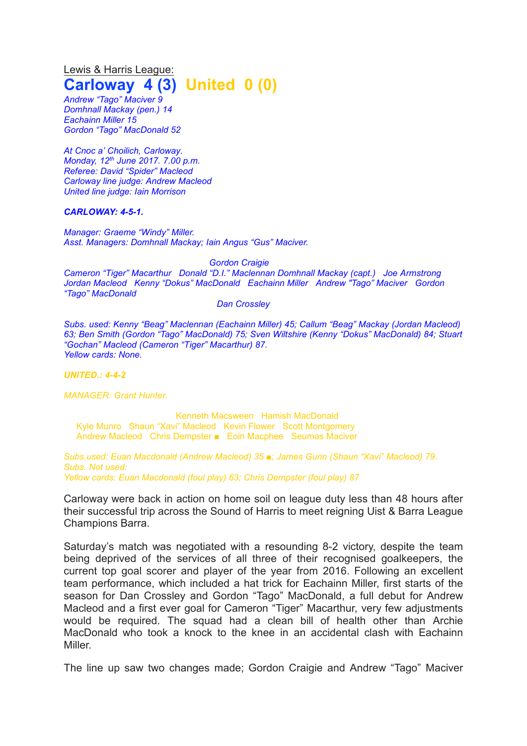Lewis & Harris League:

# Carloway 4 (3) United 0 (0)

*Andrew "Tago" Maciver 9*
*Domhnall Mackay (pen.) 14*
*Eachainn Miller 15*
*Gordon "Tago" MacDonald 52*

*At Cnoc a' Choilich, Carloway.*
*Monday, 12th June 2017. 7.00 p.m.*
*Referee: David "Spider" Macleod*
*Carloway line judge: Andrew Macleod*
*United line judge: Iain Morrison*

***CARLOWAY: 4-5-1.***

*Manager: Graeme "Windy" Miller.*
*Asst. Managers: Domhnall Mackay; Iain Angus "Gus" Maciver.*

*Gordon Craigie*
*Cameron "Tiger" Macarthur Donald "D.I." Maclennan Domhnall Mackay (capt.) Joe Armstrong*
*Jordan Macleod Kenny "Dokus" MacDonald Eachainn Miller Andrew "Tago" Maciver Gordon "Tago" MacDonald*
*Dan Crossley*

*Subs. used: Kenny "Beag" Maclennan (Eachainn Miller) 45; Callum "Beag" Mackay (Jordan Macleod) 63; Ben Smith (Gordon "Tago" MacDonald) 75; Sven Wiltshire (Kenny "Dokus" MacDonald) 84; Stuart "Gochan" Macleod (Cameron "Tiger" Macarthur) 87.*
*Yellow cards: None.*

***UNITED.: 4-4-2***

*MANAGER: Grant Hunter.*

Kenneth Macsween Hamish MacDonald
Kyle Munro Shaun "Xavi" Macleod Kevin Flower Scott Montgomery
Andrew Macleod Chris Dempster ■ Eoin Macphee Seumas Maciver

*Subs.used: Euan Macdonald (Andrew Macleod) 35 ■; James Gunn (Shaun "Xavi" Macleod) 79.*
*Subs. Not used:*
*Yellow cards: Euan Macdonald (foul play) 63; Chris Dempster (foul play) 87*

Carloway were back in action on home soil on league duty less than 48 hours after their successful trip across the Sound of Harris to meet reigning Uist & Barra League Champions Barra.

Saturday's match was negotiated with a resounding 8-2 victory, despite the team being deprived of the services of all three of their recognised goalkeepers, the current top goal scorer and player of the year from 2016. Following an excellent team performance, which included a hat trick for Eachainn Miller, first starts of the season for Dan Crossley and Gordon "Tago" MacDonald, a full debut for Andrew Macleod and a first ever goal for Cameron "Tiger" Macarthur, very few adjustments would be required. The squad had a clean bill of health other than Archie MacDonald who took a knock to the knee in an accidental clash with Eachainn Miller.

The line up saw two changes made; Gordon Craigie and Andrew "Tago" Maciver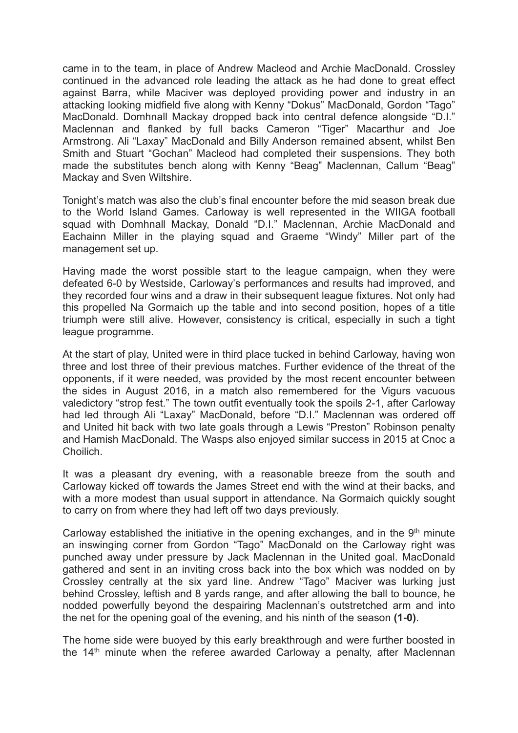came in to the team, in place of Andrew Macleod and Archie MacDonald. Crossley continued in the advanced role leading the attack as he had done to great effect against Barra, while Maciver was deployed providing power and industry in an attacking looking midfield five along with Kenny "Dokus" MacDonald, Gordon "Tago" MacDonald. Domhnall Mackay dropped back into central defence alongside "D.I." Maclennan and flanked by full backs Cameron "Tiger" Macarthur and Joe Armstrong. Ali "Laxay" MacDonald and Billy Anderson remained absent, whilst Ben Smith and Stuart "Gochan" Macleod had completed their suspensions. They both made the substitutes bench along with Kenny "Beag" Maclennan, Callum "Beag" Mackay and Sven Wiltshire.

Tonight's match was also the club's final encounter before the mid season break due to the World Island Games. Carloway is well represented in the WIIGA football squad with Domhnall Mackay, Donald "D.I." Maclennan, Archie MacDonald and Eachainn Miller in the playing squad and Graeme "Windy" Miller part of the management set up.

Having made the worst possible start to the league campaign, when they were defeated 6-0 by Westside, Carloway's performances and results had improved, and they recorded four wins and a draw in their subsequent league fixtures. Not only had this propelled Na Gormaich up the table and into second position, hopes of a title triumph were still alive. However, consistency is critical, especially in such a tight league programme.

At the start of play, United were in third place tucked in behind Carloway, having won three and lost three of their previous matches. Further evidence of the threat of the opponents, if it were needed, was provided by the most recent encounter between the sides in August 2016, in a match also remembered for the Vigurs vacuous valedictory "strop fest." The town outfit eventually took the spoils 2-1, after Carloway had led through Ali "Laxay" MacDonald, before "D.I." Maclennan was ordered off and United hit back with two late goals through a Lewis "Preston" Robinson penalty and Hamish MacDonald. The Wasps also enjoyed similar success in 2015 at Cnoc a Choilich.

It was a pleasant dry evening, with a reasonable breeze from the south and Carloway kicked off towards the James Street end with the wind at their backs, and with a more modest than usual support in attendance. Na Gormaich quickly sought to carry on from where they had left off two days previously.

Carloway established the initiative in the opening exchanges, and in the 9th minute an inswinging corner from Gordon "Tago" MacDonald on the Carloway right was punched away under pressure by Jack Maclennan in the United goal. MacDonald gathered and sent in an inviting cross back into the box which was nodded on by Crossley centrally at the six yard line. Andrew "Tago" Maciver was lurking just behind Crossley, leftish and 8 yards range, and after allowing the ball to bounce, he nodded powerfully beyond the despairing Maclennan's outstretched arm and into the net for the opening goal of the evening, and his ninth of the season **(1-0)**.

The home side were buoyed by this early breakthrough and were further boosted in the 14th minute when the referee awarded Carloway a penalty, after Maclennan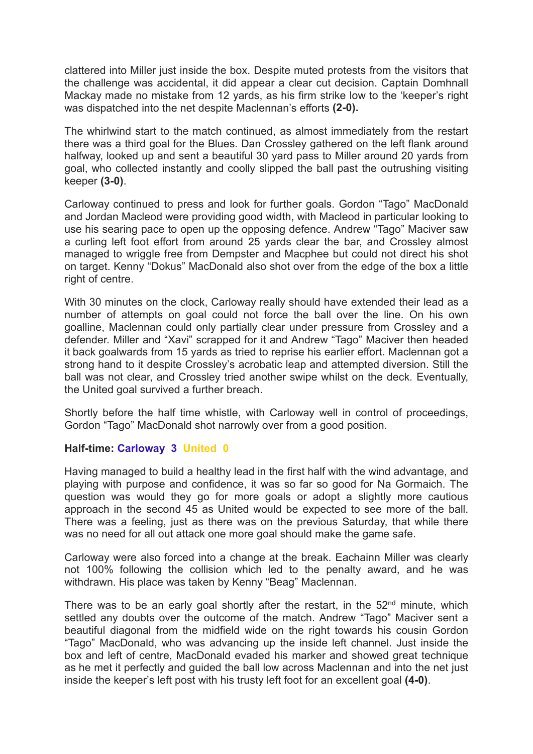clattered into Miller just inside the box. Despite muted protests from the visitors that the challenge was accidental, it did appear a clear cut decision. Captain Domhnall Mackay made no mistake from 12 yards, as his firm strike low to the 'keeper's right was dispatched into the net despite Maclennan's efforts **(2-0).**

The whirlwind start to the match continued, as almost immediately from the restart there was a third goal for the Blues. Dan Crossley gathered on the left flank around halfway, looked up and sent a beautiful 30 yard pass to Miller around 20 yards from goal, who collected instantly and coolly slipped the ball past the outrushing visiting keeper **(3-0)**.

Carloway continued to press and look for further goals. Gordon "Tago" MacDonald and Jordan Macleod were providing good width, with Macleod in particular looking to use his searing pace to open up the opposing defence. Andrew "Tago" Maciver saw a curling left foot effort from around 25 yards clear the bar, and Crossley almost managed to wriggle free from Dempster and Macphee but could not direct his shot on target. Kenny "Dokus" MacDonald also shot over from the edge of the box a little right of centre.

With 30 minutes on the clock, Carloway really should have extended their lead as a number of attempts on goal could not force the ball over the line. On his own goalline, Maclennan could only partially clear under pressure from Crossley and a defender. Miller and "Xavi" scrapped for it and Andrew "Tago" Maciver then headed it back goalwards from 15 yards as tried to reprise his earlier effort. Maclennan got a strong hand to it despite Crossley's acrobatic leap and attempted diversion. Still the ball was not clear, and Crossley tried another swipe whilst on the deck. Eventually, the United goal survived a further breach.

Shortly before the half time whistle, with Carloway well in control of proceedings, Gordon "Tago" MacDonald shot narrowly over from a good position.

**Half-time: Carloway 3 United 0**

Having managed to build a healthy lead in the first half with the wind advantage, and playing with purpose and confidence, it was so far so good for Na Gormaich. The question was would they go for more goals or adopt a slightly more cautious approach in the second 45 as United would be expected to see more of the ball. There was a feeling, just as there was on the previous Saturday, that while there was no need for all out attack one more goal should make the game safe.

Carloway were also forced into a change at the break. Eachainn Miller was clearly not 100% following the collision which led to the penalty award, and he was withdrawn. His place was taken by Kenny "Beag" Maclennan.

There was to be an early goal shortly after the restart, in the 52nd minute, which settled any doubts over the outcome of the match. Andrew "Tago" Maciver sent a beautiful diagonal from the midfield wide on the right towards his cousin Gordon "Tago" MacDonald, who was advancing up the inside left channel. Just inside the box and left of centre, MacDonald evaded his marker and showed great technique as he met it perfectly and guided the ball low across Maclennan and into the net just inside the keeper's left post with his trusty left foot for an excellent goal **(4-0)**.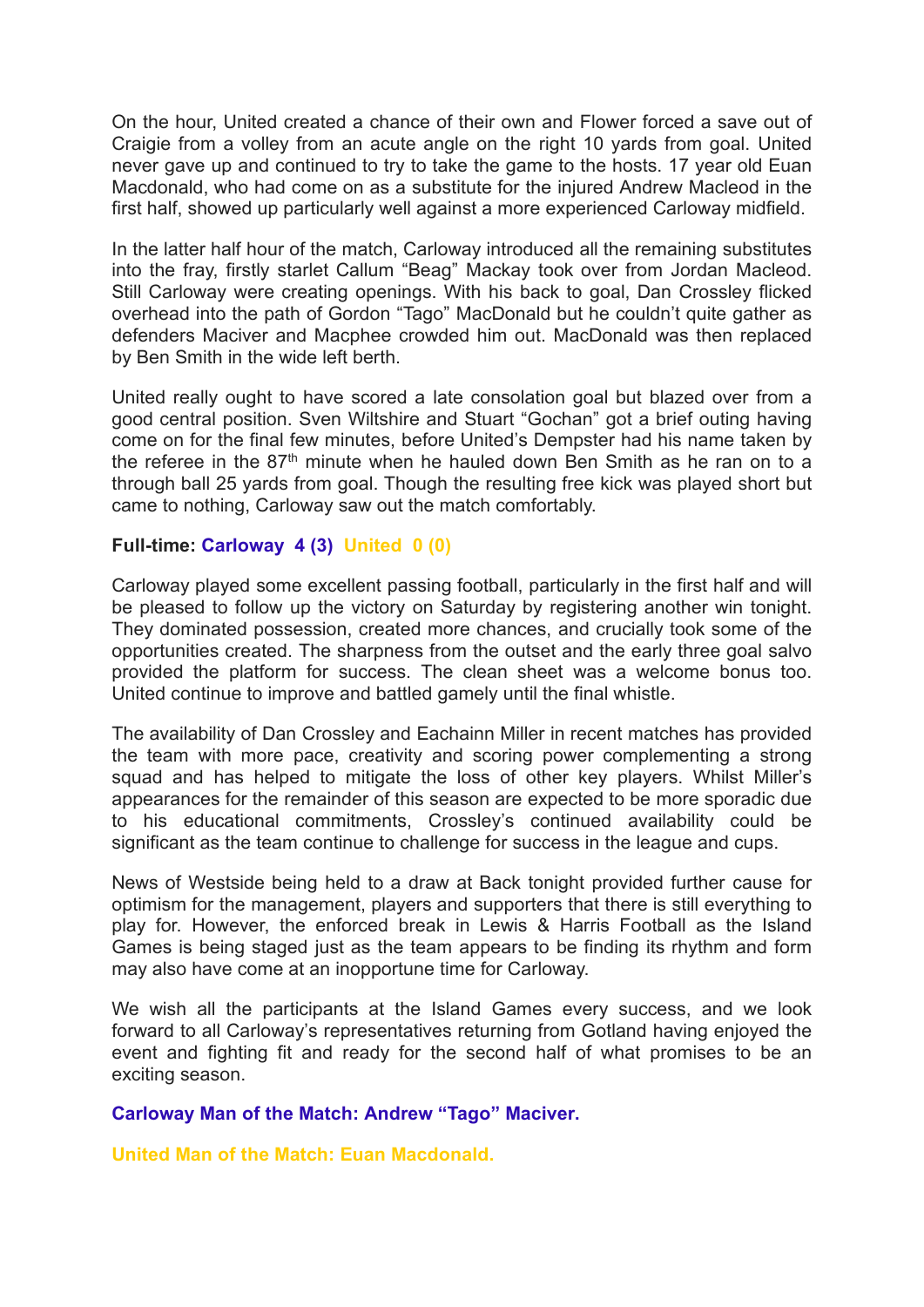On the hour, United created a chance of their own and Flower forced a save out of Craigie from a volley from an acute angle on the right 10 yards from goal. United never gave up and continued to try to take the game to the hosts. 17 year old Euan Macdonald, who had come on as a substitute for the injured Andrew Macleod in the first half, showed up particularly well against a more experienced Carloway midfield.

In the latter half hour of the match, Carloway introduced all the remaining substitutes into the fray, firstly starlet Callum "Beag" Mackay took over from Jordan Macleod. Still Carloway were creating openings. With his back to goal, Dan Crossley flicked overhead into the path of Gordon "Tago" MacDonald but he couldn't quite gather as defenders Maciver and Macphee crowded him out. MacDonald was then replaced by Ben Smith in the wide left berth.

United really ought to have scored a late consolation goal but blazed over from a good central position. Sven Wiltshire and Stuart "Gochan" got a brief outing having come on for the final few minutes, before United's Dempster had his name taken by the referee in the 87th minute when he hauled down Ben Smith as he ran on to a through ball 25 yards from goal. Though the resulting free kick was played short but came to nothing, Carloway saw out the match comfortably.

**Full-time: Carloway 4 (3) United 0 (0)**

Carloway played some excellent passing football, particularly in the first half and will be pleased to follow up the victory on Saturday by registering another win tonight. They dominated possession, created more chances, and crucially took some of the opportunities created. The sharpness from the outset and the early three goal salvo provided the platform for success. The clean sheet was a welcome bonus too. United continue to improve and battled gamely until the final whistle.

The availability of Dan Crossley and Eachainn Miller in recent matches has provided the team with more pace, creativity and scoring power complementing a strong squad and has helped to mitigate the loss of other key players. Whilst Miller's appearances for the remainder of this season are expected to be more sporadic due to his educational commitments, Crossley's continued availability could be significant as the team continue to challenge for success in the league and cups.

News of Westside being held to a draw at Back tonight provided further cause for optimism for the management, players and supporters that there is still everything to play for. However, the enforced break in Lewis & Harris Football as the Island Games is being staged just as the team appears to be finding its rhythm and form may also have come at an inopportune time for Carloway.

We wish all the participants at the Island Games every success, and we look forward to all Carloway's representatives returning from Gotland having enjoyed the event and fighting fit and ready for the second half of what promises to be an exciting season.

**Carloway Man of the Match: Andrew "Tago" Maciver.**

**United Man of the Match: Euan Macdonald.**